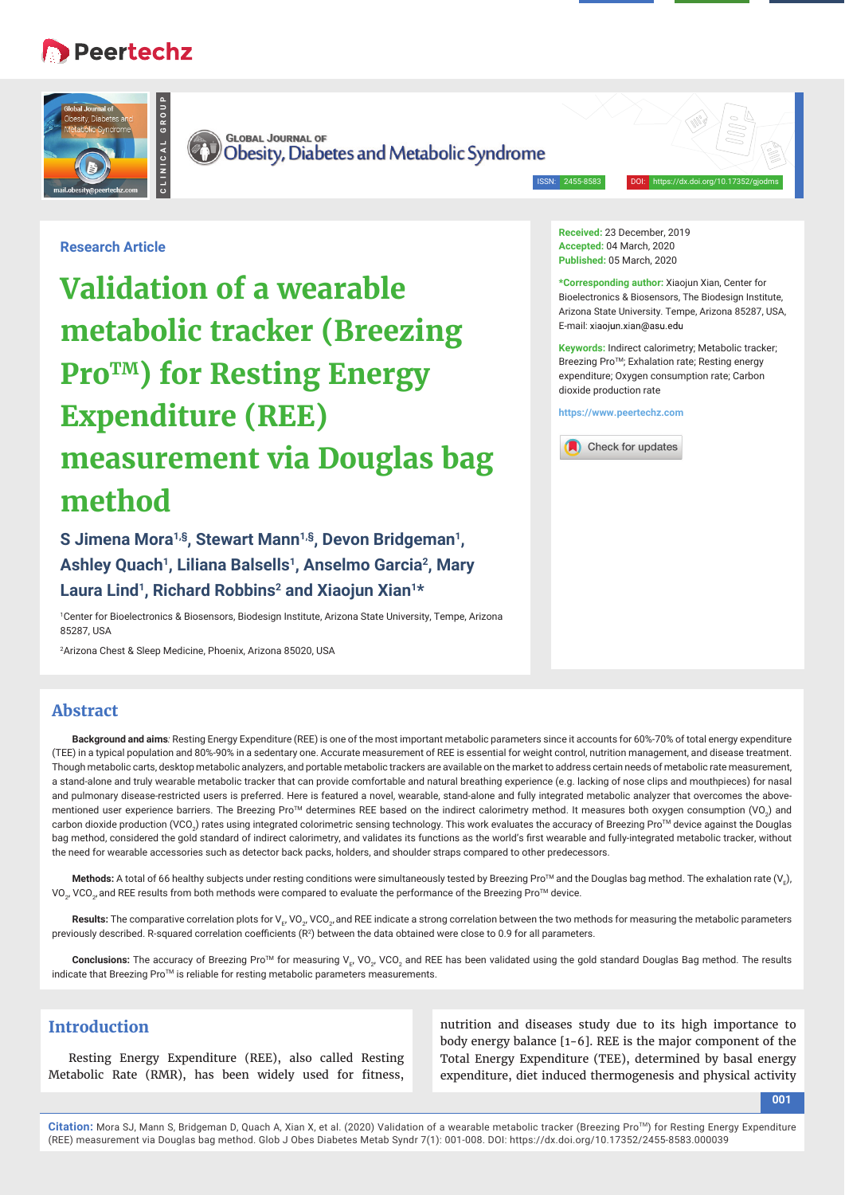Research Article

# Validation of a wearable metabolic tracker (Breezing Pro™) for Resting Energy Expenditure (REE) measurement via Douglas bag method

**S Jimena Mora[1,§], Stewart Mann[1,§], Devon Bridgeman[1], Ashley Quach[1], Liliana Balsells[1], Anselmo Garcia[2], Mary Laura Lind[1], Richard Robbins[2] and Xiaojun Xian[1]***

[1]Center for Bioelectronics & Biosensors, Biodesign Institute, Arizona State University, Tempe, Arizona 85287, USA

[2]Arizona Chest & Sleep Medicine, Phoenix, Arizona 85020, USA

**Received:** 23 December, 2019
**Accepted:** 04 March, 2020
**Published:** 05 March, 2020

***Corresponding author:** Xiaojun Xian, Center for Bioelectronics & Biosensors, The Biodesign Institute, Arizona State University. Tempe, Arizona 85287, USA, E-mail: xiaojun.xian@asu.edu

**Keywords:** Indirect calorimetry; Metabolic tracker; Breezing Pro™; Exhalation rate; Resting energy expenditure; Oxygen consumption rate; Carbon dioxide production rate

https://www.peertechz.com

## Abstract

**Background and aims**: Resting Energy Expenditure (REE) is one of the most important metabolic parameters since it accounts for 60%-70% of total energy expenditure (TEE) in a typical population and 80%-90% in a sedentary one. Accurate measurement of REE is essential for weight control, nutrition management, and disease treatment. Though metabolic carts, desktop metabolic analyzers, and portable metabolic trackers are available on the market to address certain needs of metabolic rate measurement, a stand-alone and truly wearable metabolic tracker that can provide comfortable and natural breathing experience (e.g. lacking of nose clips and mouthpieces) for nasal and pulmonary disease-restricted users is preferred. Here is featured a novel, wearable, stand-alone and fully integrated metabolic analyzer that overcomes the above-mentioned user experience barriers. The Breezing Pro™ determines REE based on the indirect calorimetry method. It measures both oxygen consumption ($VO_2$) and carbon dioxide production ($VCO_2$) rates using integrated colorimetric sensing technology. This work evaluates the accuracy of Breezing Pro™ device against the Douglas bag method, considered the gold standard of indirect calorimetry, and validates its functions as the world's first wearable and fully-integrated metabolic tracker, without the need for wearable accessories such as detector back packs, holders, and shoulder straps compared to other predecessors.

**Methods:** A total of 66 healthy subjects under resting conditions were simultaneously tested by Breezing Pro™ and the Douglas bag method. The exhalation rate ($V_E$), $VO_2$, $VCO_2$, and REE results from both methods were compared to evaluate the performance of the Breezing Pro™ device.

**Results:** The comparative correlation plots for $V_E$, $VO_2$, $VCO_2$, and REE indicate a strong correlation between the two methods for measuring the metabolic parameters previously described. R-squared correlation coefficients ($R^2$) between the data obtained were close to 0.9 for all parameters.

**Conclusions:** The accuracy of Breezing Pro™ for measuring $V_E$, $VO_2$, $VCO_2$ and REE has been validated using the gold standard Douglas Bag method. The results indicate that Breezing Pro™ is reliable for resting metabolic parameters measurements.

## Introduction

Resting Energy Expenditure (REE), also called Resting Metabolic Rate (RMR), has been widely used for fitness, nutrition and diseases study due to its high importance to body energy balance [1-6]. REE is the major component of the Total Energy Expenditure (TEE), determined by basal energy expenditure, diet induced thermogenesis and physical activity

**Citation:** Mora SJ, Mann S, Bridgeman D, Quach A, Xian X, et al. (2020) Validation of a wearable metabolic tracker (Breezing Pro™) for Resting Energy Expenditure (REE) measurement via Douglas bag method. Glob J Obes Diabetes Metab Syndr 7(1): 001-008. DOI: https://dx.doi.org/10.17352/2455-8583.000039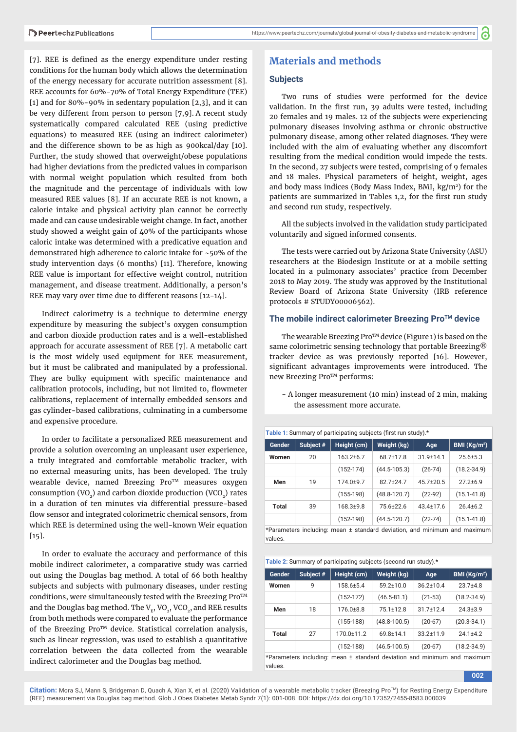[7]. REE is defined as the energy expenditure under resting conditions for the human body which allows the determination of the energy necessary for accurate nutrition assessment [8]. REE accounts for 60%-70% of Total Energy Expenditure (TEE) [1] and for 80%-90% in sedentary population [2,3], and it can be very different from person to person [7,9]. A recent study systematically compared calculated REE (using predictive equations) to measured REE (using an indirect calorimeter) and the difference shown to be as high as 900kcal/day [10]. Further, the study showed that overweight/obese populations had higher deviations from the predicted values in comparison with normal weight population which resulted from both the magnitude and the percentage of individuals with low measured REE values [8]. If an accurate REE is not known, a calorie intake and physical activity plan cannot be correctly made and can cause undesirable weight change. In fact, another study showed a weight gain of 40% of the participants whose caloric intake was determined with a predicative equation and demonstrated high adherence to caloric intake for ~50% of the study intervention days (6 months) [11]. Therefore, knowing REE value is important for effective weight control, nutrition management, and disease treatment. Additionally, a person's REE may vary over time due to different reasons [12-14].

Indirect calorimetry is a technique to determine energy expenditure by measuring the subject's oxygen consumption and carbon dioxide production rates and is a well-established approach for accurate assessment of REE [7]. A metabolic cart is the most widely used equipment for REE measurement, but it must be calibrated and manipulated by a professional. They are bulky equipment with specific maintenance and calibration protocols, including, but not limited to, flowmeter calibrations, replacement of internally embedded sensors and gas cylinder-based calibrations, culminating in a cumbersome and expensive procedure.

In order to facilitate a personalized REE measurement and provide a solution overcoming an unpleasant user experience, a truly integrated and comfortable metabolic tracker, with no external measuring units, has been developed. The truly wearable device, named Breezing Pro™ measures oxygen consumption ($VO_2$) and carbon dioxide production ($VCO_2$) rates in a duration of ten minutes via differential pressure-based flow sensor and integrated colorimetric chemical sensors, from which REE is determined using the well-known Weir equation [15].

In order to evaluate the accuracy and performance of this mobile indirect calorimeter, a comparative study was carried out using the Douglas bag method. A total of 66 both healthy subjects and subjects with pulmonary diseases, under resting conditions, were simultaneously tested with the Breezing Pro™ and the Douglas bag method. The $V_E$, $VO_2$, $VCO_2$, and REE results from both methods were compared to evaluate the performance of the Breezing Pro™ device. Statistical correlation analysis, such as linear regression, was used to establish a quantitative correlation between the data collected from the wearable indirect calorimeter and the Douglas bag method.

## Materials and methods

### Subjects

Two runs of studies were performed for the device validation. In the first run, 39 adults were tested, including 20 females and 19 males. 12 of the subjects were experiencing pulmonary diseases involving asthma or chronic obstructive pulmonary disease, among other related diagnoses. They were included with the aim of evaluating whether any discomfort resulting from the medical condition would impede the tests. In the second, 27 subjects were tested, comprising of 9 females and 18 males. Physical parameters of height, weight, ages and body mass indices (Body Mass Index, BMI, kg/m²) for the patients are summarized in Tables 1,2, for the first run study and second run study, respectively.

All the subjects involved in the validation study participated voluntarily and signed informed consents.

The tests were carried out by Arizona State University (ASU) researchers at the Biodesign Institute or at a mobile setting located in a pulmonary associates' practice from December 2018 to May 2019. The study was approved by the Institutional Review Board of Arizona State University (IRB reference protocols # STUDY00006562).

### The mobile indirect calorimeter Breezing Pro™ device

The wearable Breezing Pro™ device (Figure 1) is based on the same colorimetric sensing technology that portable Breezing® tracker device as was previously reported [16]. However, significant advantages improvements were introduced. The new Breezing Pro™ performs:

- A longer measurement (10 min) instead of 2 min, making the assessment more accurate.

**Table 1:** Summary of participating subjects (first run study).*

| Gender | Subject # | Height (cm) | Weight (kg) | Age | BMI (Kg/m²) |
|---|---|---|---|---|---|
| Women | 20 | 163.2±6.7 | 68.7±17.8 | 31.9±14.1 | 25.6±5.3 |
| | | (152-174) | (44.5-105.3) | (26-74) | (18.2-34.9) |
| Men | 19 | 174.0±9.7 | 82.7±24.7 | 45.7±20.5 | 27.2±6.9 |
| | | (155-198) | (48.8-120.7) | (22-92) | (15.1-41.8) |
| Total | 39 | 168.3±9.8 | 75.6±22.6 | 43.4±17.6 | 26.4±6.2 |
| | | (152-198) | (44.5-120.7) | (22-74) | (15.1-41.8) |

*Parameters including: mean ± standard deviation, and minimum and maximum values.

**Table 2:** Summary of participating subjects (second run study).*

| Gender | Subject # | Height (cm) | Weight (kg) | Age | BMI (Kg/m²) |
|---|---|---|---|---|---|
| Women | 9 | 158.6±5.4 | 59.2±10.0 | 36.2±10.4 | 23.7±4.8 |
| | | (152-172) | (46.5-81.1) | (21-53) | (18.2-34.9) |
| Men | 18 | 176.0±8.8 | 75.1±12.8 | 31.7±12.4 | 24.3±3.9 |
| | | (155-188) | (48.8-100.5) | (20-67) | (20.3-34.1) |
| Total | 27 | 170.0±11.2 | 69.8±14.1 | 33.2±11.9 | 24.1±4.2 |
| | | (152-188) | (46.5-100.5) | (20-67) | (18.2-34.9) |

*Parameters including: mean ± standard deviation and minimum and maximum values.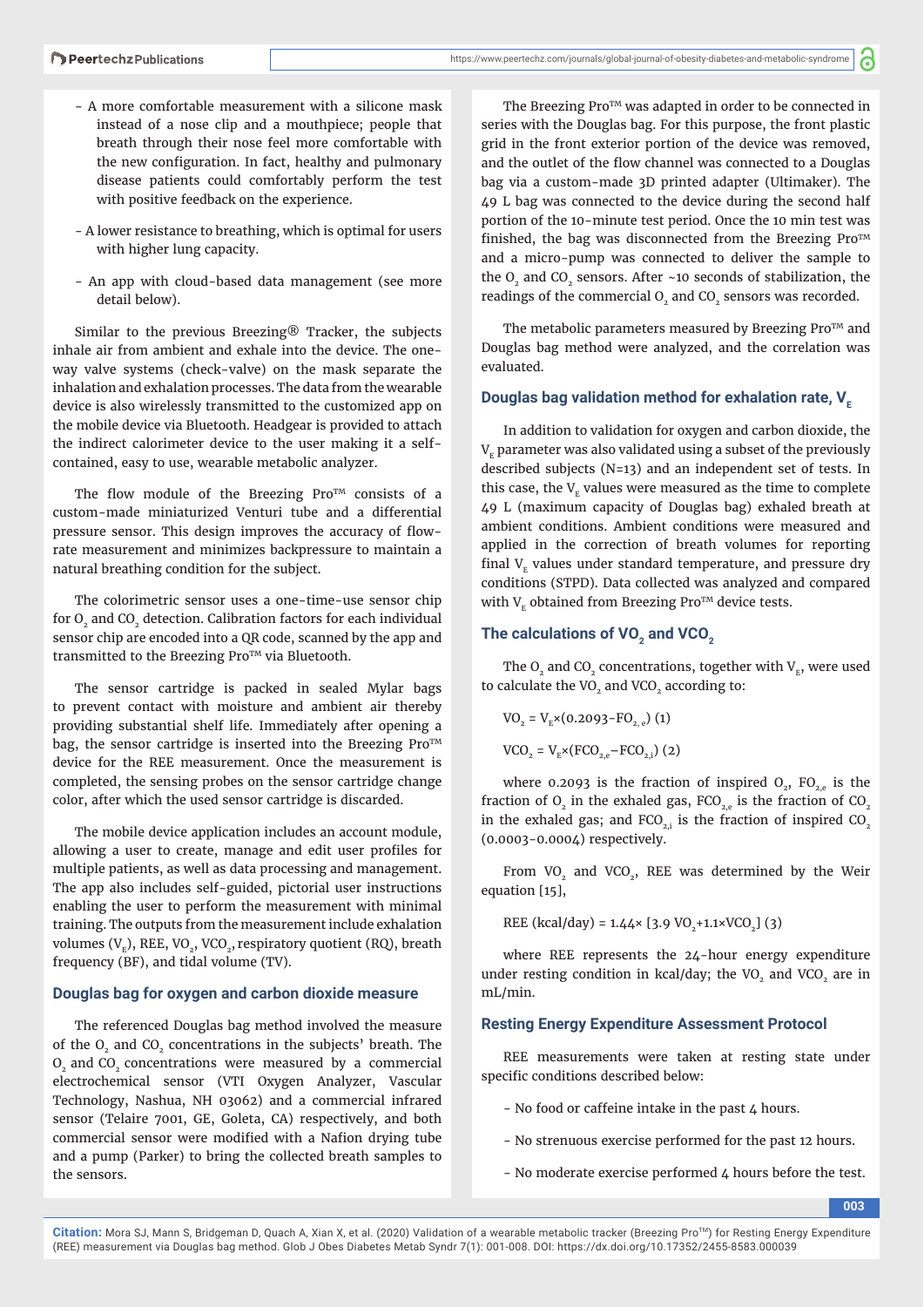- A more comfortable measurement with a silicone mask instead of a nose clip and a mouthpiece; people that breath through their nose feel more comfortable with the new configuration. In fact, healthy and pulmonary disease patients could comfortably perform the test with positive feedback on the experience.

- A lower resistance to breathing, which is optimal for users with higher lung capacity.

- An app with cloud-based data management (see more detail below).

Similar to the previous Breezing® Tracker, the subjects inhale air from ambient and exhale into the device. The one-way valve systems (check-valve) on the mask separate the inhalation and exhalation processes. The data from the wearable device is also wirelessly transmitted to the customized app on the mobile device via Bluetooth. Headgear is provided to attach the indirect calorimeter device to the user making it a self-contained, easy to use, wearable metabolic analyzer.

The flow module of the Breezing Pro™ consists of a custom-made miniaturized Venturi tube and a differential pressure sensor. This design improves the accuracy of flow-rate measurement and minimizes backpressure to maintain a natural breathing condition for the subject.

The colorimetric sensor uses a one-time-use sensor chip for $O_2$ and $CO_2$ detection. Calibration factors for each individual sensor chip are encoded into a QR code, scanned by the app and transmitted to the Breezing Pro™ via Bluetooth.

The sensor cartridge is packed in sealed Mylar bags to prevent contact with moisture and ambient air thereby providing substantial shelf life. Immediately after opening a bag, the sensor cartridge is inserted into the Breezing Pro™ device for the REE measurement. Once the measurement is completed, the sensing probes on the sensor cartridge change color, after which the used sensor cartridge is discarded.

The mobile device application includes an account module, allowing a user to create, manage and edit user profiles for multiple patients, as well as data processing and management. The app also includes self-guided, pictorial user instructions enabling the user to perform the measurement with minimal training. The outputs from the measurement include exhalation volumes ($V_E$), REE, $VO_2$, $VCO_2$, respiratory quotient (RQ), breath frequency (BF), and tidal volume (TV).

### Douglas bag for oxygen and carbon dioxide measure

The referenced Douglas bag method involved the measure of the $O_2$ and $CO_2$ concentrations in the subjects' breath. The $O_2$ and $CO_2$ concentrations were measured by a commercial electrochemical sensor (VTI Oxygen Analyzer, Vascular Technology, Nashua, NH 03062) and a commercial infrared sensor (Telaire 7001, GE, Goleta, CA) respectively, and both commercial sensor were modified with a Nafion drying tube and a pump (Parker) to bring the collected breath samples to the sensors.

The Breezing Pro™ was adapted in order to be connected in series with the Douglas bag. For this purpose, the front plastic grid in the front exterior portion of the device was removed, and the outlet of the flow channel was connected to a Douglas bag via a custom-made 3D printed adapter (Ultimaker). The 49 L bag was connected to the device during the second half portion of the 10-minute test period. Once the 10 min test was finished, the bag was disconnected from the Breezing Pro™ and a micro-pump was connected to deliver the sample to the $O_2$ and $CO_2$ sensors. After ~10 seconds of stabilization, the readings of the commercial $O_2$ and $CO_2$ sensors was recorded.

The metabolic parameters measured by Breezing Pro™ and Douglas bag method were analyzed, and the correlation was evaluated.

### Douglas bag validation method for exhalation rate, $V_E$

In addition to validation for oxygen and carbon dioxide, the $V_E$ parameter was also validated using a subset of the previously described subjects (N=13) and an independent set of tests. In this case, the $V_E$ values were measured as the time to complete 49 L (maximum capacity of Douglas bag) exhaled breath at ambient conditions. Ambient conditions were measured and applied in the correction of breath volumes for reporting final $V_E$ values under standard temperature, and pressure dry conditions (STPD). Data collected was analyzed and compared with $V_E$ obtained from Breezing Pro™ device tests.

### The calculations of $VO_2$ and $VCO_2$

The $O_2$ and $CO_2$ concentrations, together with $V_E$, were used to calculate the $VO_2$ and $VCO_2$ according to:

$$VO_2 = V_E \times (0.2093 - FO_{2,e}) \quad (1)$$

$$VCO_2 = V_E \times (FCO_{2,e} - FCO_{2,i}) \quad (2)$$

where 0.2093 is the fraction of inspired $O_2$, $FO_{2,e}$ is the fraction of $O_2$ in the exhaled gas, $FCO_{2,e}$ is the fraction of $CO_2$ in the exhaled gas; and $FCO_{2,i}$ is the fraction of inspired $CO_2$ (0.0003-0.0004) respectively.

From $VO_2$ and $VCO_2$, REE was determined by the Weir equation [15],

$$\text{REE (kcal/day)} = 1.44 \times [3.9\, VO_2 + 1.1 \times VCO_2] \quad (3)$$

where REE represents the 24-hour energy expenditure under resting condition in kcal/day; the $VO_2$ and $VCO_2$ are in mL/min.

### Resting Energy Expenditure Assessment Protocol

REE measurements were taken at resting state under specific conditions described below:

- No food or caffeine intake in the past 4 hours.

- No strenuous exercise performed for the past 12 hours.

- No moderate exercise performed 4 hours before the test.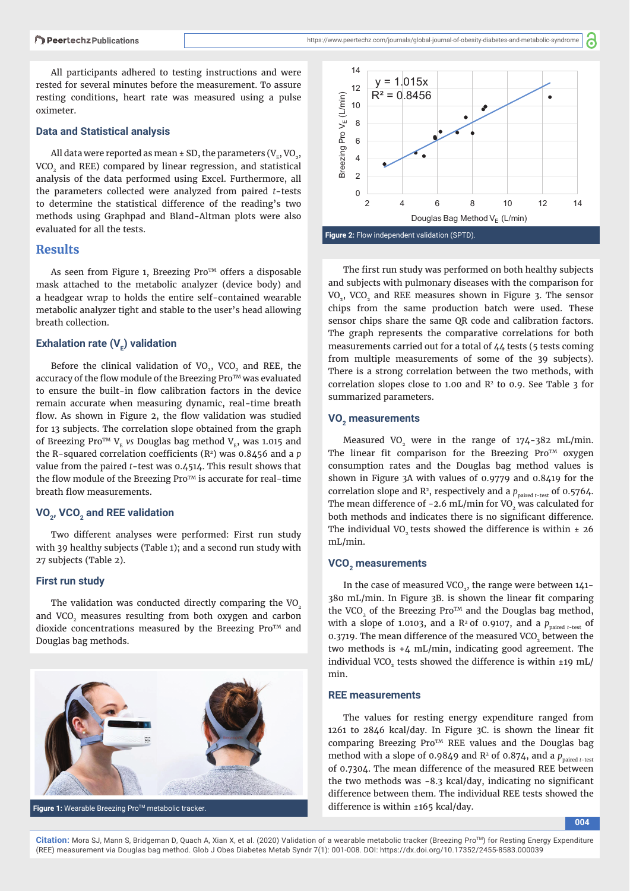All participants adhered to testing instructions and were rested for several minutes before the measurement. To assure resting conditions, heart rate was measured using a pulse oximeter.

### Data and Statistical analysis

All data were reported as mean ± SD, the parameters ($V_E$, $VO_2$, $VCO_2$ and REE) compared by linear regression, and statistical analysis of the data performed using Excel. Furthermore, all the parameters collected were analyzed from paired *t*-tests to determine the statistical difference of the reading's two methods using Graphpad and Bland-Altman plots were also evaluated for all the tests.

## Results

As seen from Figure 1, Breezing Pro™ offers a disposable mask attached to the metabolic analyzer (device body) and a headgear wrap to holds the entire self-contained wearable metabolic analyzer tight and stable to the user's head allowing breath collection.

### Exhalation rate ($V_E$) validation

Before the clinical validation of $VO_2$, $VCO_2$ and REE, the accuracy of the flow module of the Breezing Pro™ was evaluated to ensure the built-in flow calibration factors in the device remain accurate when measuring dynamic, real-time breath flow. As shown in Figure 2, the flow validation was studied for 13 subjects. The correlation slope obtained from the graph of Breezing Pro™ $V_E$ *vs* Douglas bag method $V_E$, was 1.015 and the R-squared correlation coefficients ($R^2$) was 0.8456 and a *p* value from the paired *t*-test was 0.4514. This result shows that the flow module of the Breezing Pro™ is accurate for real-time breath flow measurements.

### $VO_2$, $VCO_2$ and REE validation

Two different analyses were performed: First run study with 39 healthy subjects (Table 1); and a second run study with 27 subjects (Table 2).

### First run study

The validation was conducted directly comparing the $VO_2$ and $VCO_2$ measures resulting from both oxygen and carbon dioxide concentrations measured by the Breezing Pro™ and Douglas bag methods.

**Figure 1:** Wearable Breezing Pro™ metabolic tracker.

**Figure 2:** Flow independent validation (SPTD).

The first run study was performed on both healthy subjects and subjects with pulmonary diseases with the comparison for $VO_2$, $VCO_2$ and REE measures shown in Figure 3. The sensor chips from the same production batch were used. These sensor chips share the same QR code and calibration factors. The graph represents the comparative correlations for both measurements carried out for a total of 44 tests (5 tests coming from multiple measurements of some of the 39 subjects). There is a strong correlation between the two methods, with correlation slopes close to 1.00 and $R^2$ to 0.9. See Table 3 for summarized parameters.

### $VO_2$ measurements

Measured $VO_2$ were in the range of 174-382 mL/min. The linear fit comparison for the Breezing Pro™ oxygen consumption rates and the Douglas bag method values is shown in Figure 3A with values of 0.9779 and 0.8419 for the correlation slope and $R^2$, respectively and a $p_{\text{paired } t\text{-test}}$ of 0.5764. The mean difference of -2.6 mL/min for $VO_2$ was calculated for both methods and indicates there is no significant difference. The individual $VO_2$ tests showed the difference is within ± 26 mL/min.

### $VCO_2$ measurements

In the case of measured $VCO_2$, the range were between 141-380 mL/min. In Figure 3B. is shown the linear fit comparing the $VCO_2$ of the Breezing Pro™ and the Douglas bag method, with a slope of 1.0103, and a $R^2$ of 0.9107, and a $p_{\text{paired } t\text{-test}}$ of 0.3719. The mean difference of the measured $VCO_2$ between the two methods is +4 mL/min, indicating good agreement. The individual $VCO_2$ tests showed the difference is within ±19 mL/min.

### REE measurements

The values for resting energy expenditure ranged from 1261 to 2846 kcal/day. In Figure 3C. is shown the linear fit comparing Breezing Pro™ REE values and the Douglas bag method with a slope of 0.9849 and $R^2$ of 0.874, and a $p_{\text{paired } t\text{-test}}$ of 0.7304. The mean difference of the measured REE between the two methods was -8.3 kcal/day, indicating no significant difference between them. The individual REE tests showed the difference is within ±165 kcal/day.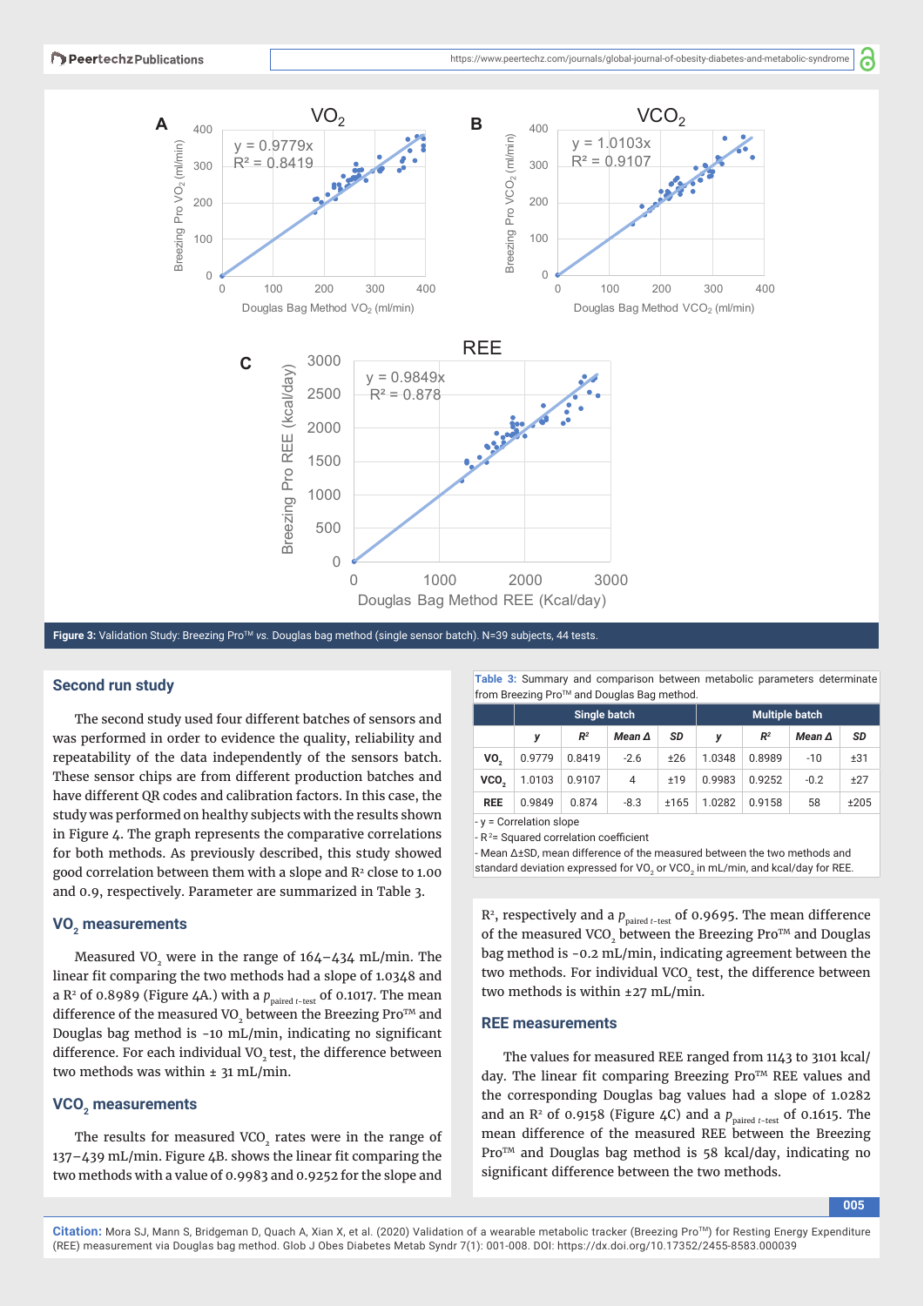Figure 3: Validation Study: Breezing Pro™ *vs.* Douglas bag method (single sensor batch). N=39 subjects, 44 tests.

## Second run study

The second study used four different batches of sensors and was performed in order to evidence the quality, reliability and repeatability of the data independently of the sensors batch. These sensor chips are from different production batches and have different QR codes and calibration factors. In this case, the study was performed on healthy subjects with the results shown in Figure 4. The graph represents the comparative correlations for both methods. As previously described, this study showed good correlation between them with a slope and $R^2$ close to 1.00 and 0.9, respectively. Parameter are summarized in Table 3.

### $VO_2$ measurements

Measured $VO_2$ were in the range of 164–434 mL/min. The linear fit comparing the two methods had a slope of 1.0348 and a $R^2$ of 0.8989 (Figure 4A.) with a $p_{\text{paired } t\text{-test}}$ of 0.1017. The mean difference of the measured $VO_2$ between the Breezing Pro™ and Douglas bag method is -10 mL/min, indicating no significant difference. For each individual $VO_2$ test, the difference between two methods was within ± 31 mL/min.

### $VCO_2$ measurements

The results for measured $VCO_2$ rates were in the range of 137–439 mL/min. Figure 4B. shows the linear fit comparing the two methods with a value of 0.9983 and 0.9252 for the slope and $R^2$, respectively and a $p_{\text{paired } t\text{-test}}$ of 0.9695. The mean difference of the measured $VCO_2$ between the Breezing Pro™ and Douglas bag method is -0.2 mL/min, indicating agreement between the two methods. For individual $VCO_2$ test, the difference between two methods is within ±27 mL/min.

**Table 3:** Summary and comparison between metabolic parameters determinate from Breezing Pro™ and Douglas Bag method.

| | Single batch | | | | Multiple batch | | | |
|---|---|---|---|---|---|---|---|---|
| | *y* | *R²* | *Mean Δ* | *SD* | *y* | *R²* | *Mean Δ* | *SD* |
| $VO_2$ | 0.9779 | 0.8419 | -2.6 | ±26 | 1.0348 | 0.8989 | -10 | ±31 |
| $VCO_2$ | 1.0103 | 0.9107 | 4 | ±19 | 0.9983 | 0.9252 | -0.2 | ±27 |
| REE | 0.9849 | 0.874 | -8.3 | ±165 | 1.0282 | 0.9158 | 58 | ±205 |

- y = Correlation slope
- $R^2$= Squared correlation coefficient
- Mean Δ±SD, mean difference of the measured between the two methods and standard deviation expressed for $VO_2$ or $VCO_2$ in mL/min, and kcal/day for REE.

### REE measurements

The values for measured REE ranged from 1143 to 3101 kcal/day. The linear fit comparing Breezing Pro™ REE values and the corresponding Douglas bag values had a slope of 1.0282 and an $R^2$ of 0.9158 (Figure 4C) and a $p_{\text{paired } t\text{-test}}$ of 0.1615. The mean difference of the measured REE between the Breezing Pro™ and Douglas bag method is 58 kcal/day, indicating no significant difference between the two methods.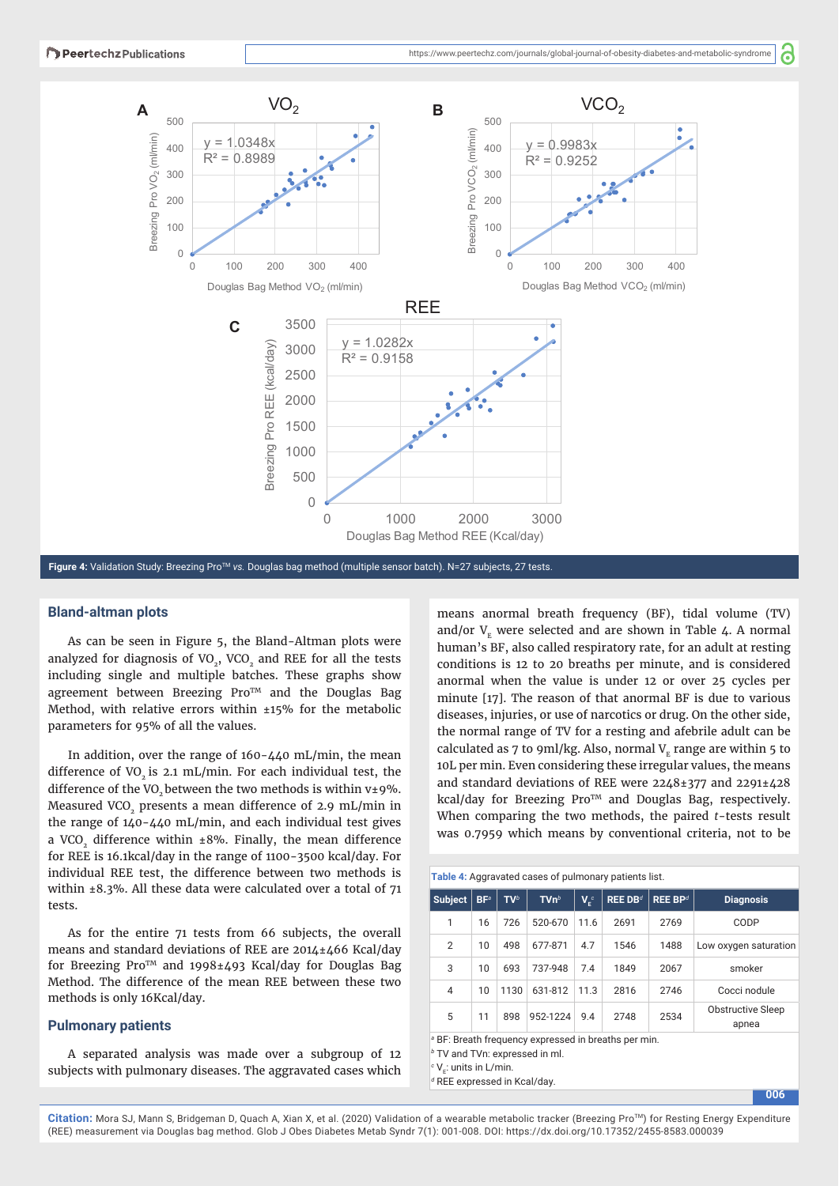Figure 4: Validation Study: Breezing Pro™ *vs.* Douglas bag method (multiple sensor batch). N=27 subjects, 27 tests.

## Bland-altman plots

As can be seen in Figure 5, the Bland-Altman plots were analyzed for diagnosis of $VO_2$, $VCO_2$ and REE for all the tests including single and multiple batches. These graphs show agreement between Breezing Pro™ and the Douglas Bag Method, with relative errors within ±15% for the metabolic parameters for 95% of all the values.

In addition, over the range of 160-440 mL/min, the mean difference of $VO_2$ is 2.1 mL/min. For each individual test, the difference of the $VO_2$ between the two methods is within v±9%. Measured $VCO_2$ presents a mean difference of 2.9 mL/min in the range of 140-440 mL/min, and each individual test gives a $VCO_2$ difference within ±8%. Finally, the mean difference for REE is 16.1kcal/day in the range of 1100-3500 kcal/day. For individual REE test, the difference between two methods is within ±8.3%. All these data were calculated over a total of 71 tests.

As for the entire 71 tests from 66 subjects, the overall means and standard deviations of REE are 2014±466 Kcal/day for Breezing Pro™ and 1998±493 Kcal/day for Douglas Bag Method. The difference of the mean REE between these two methods is only 16Kcal/day.

## Pulmonary patients

A separated analysis was made over a subgroup of 12 subjects with pulmonary diseases. The aggravated cases which means anormal breath frequency (BF), tidal volume (TV) and/or $V_E$ were selected and are shown in Table 4. A normal human's BF, also called respiratory rate, for an adult at resting conditions is 12 to 20 breaths per minute, and is considered anormal when the value is under 12 or over 25 cycles per minute [17]. The reason of that anormal BF is due to various diseases, injuries, or use of narcotics or drug. On the other side, the normal range of TV for a resting and afebrile adult can be calculated as 7 to 9ml/kg. Also, normal $V_E$ range are within 5 to 10L per min. Even considering these irregular values, the means and standard deviations of REE were 2248±377 and 2291±428 kcal/day for Breezing Pro™ and Douglas Bag, respectively. When comparing the two methods, the paired *t*-tests result was 0.7959 which means by conventional criteria, not to be

**Table 4:** Aggravated cases of pulmonary patients list.

| Subject | BF[a] | TV[b] | TVn[b] | $V_E$[c] | REE DB[d] | REE BP[d] | Diagnosis |
|---|---|---|---|---|---|---|---|
| 1 | 16 | 726 | 520-670 | 11.6 | 2691 | 2769 | CODP |
| 2 | 10 | 498 | 677-871 | 4.7 | 1546 | 1488 | Low oxygen saturation |
| 3 | 10 | 693 | 737-948 | 7.4 | 1849 | 2067 | smoker |
| 4 | 10 | 1130 | 631-812 | 11.3 | 2816 | 2746 | Cocci nodule |
| 5 | 11 | 898 | 952-1224 | 9.4 | 2748 | 2534 | Obstructive Sleep apnea |

[a] BF: Breath frequency expressed in breaths per min.
[b] TV and TVn: expressed in ml.
[c] $V_E$: units in L/min.
[d] REE expressed in Kcal/day.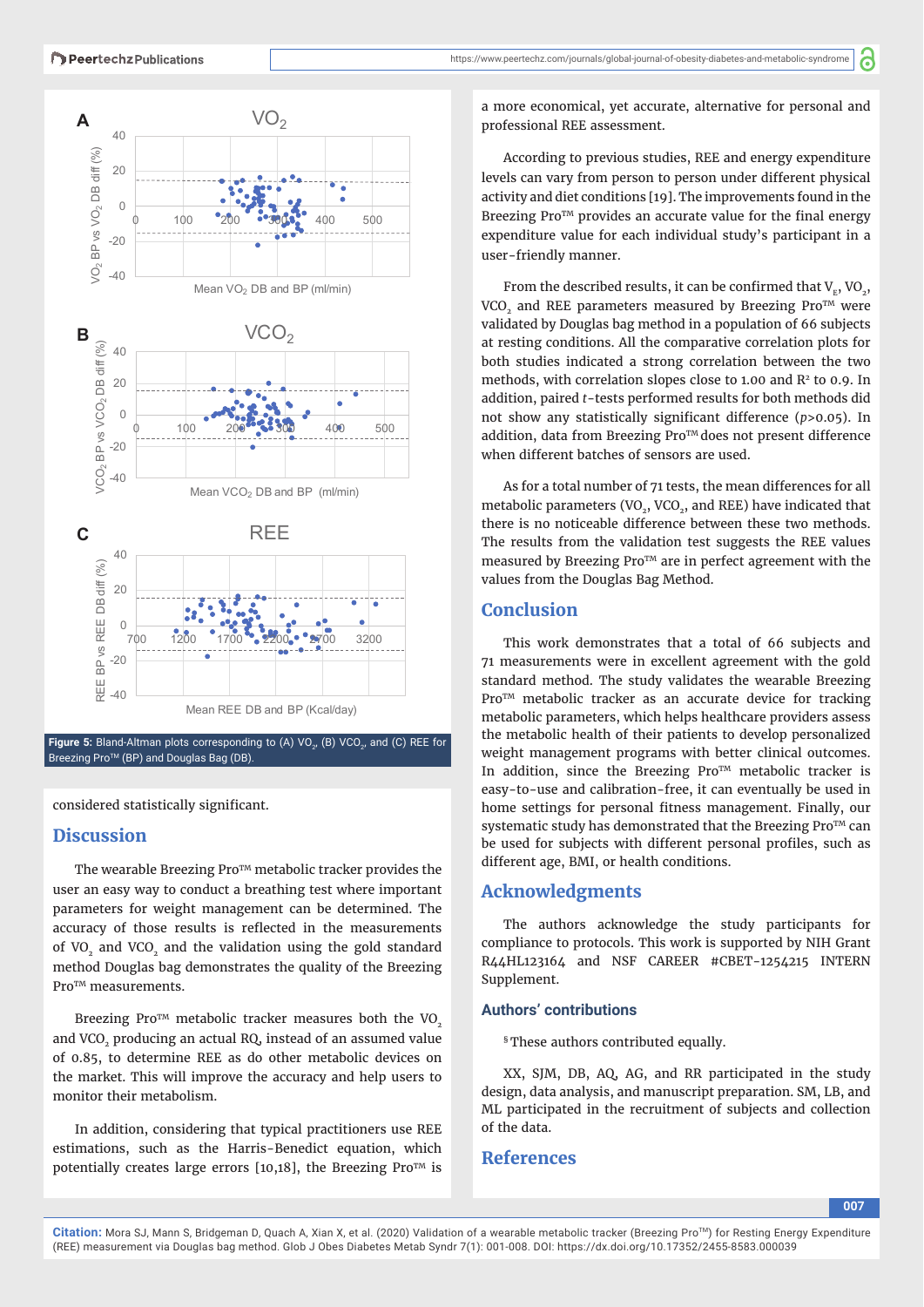Figure 5: Bland-Altman plots corresponding to (A) $VO_2$, (B) $VCO_2$, and (C) REE for Breezing Pro™ (BP) and Douglas Bag (DB).

considered statistically significant.

## Discussion

The wearable Breezing Pro™ metabolic tracker provides the user an easy way to conduct a breathing test where important parameters for weight management can be determined. The accuracy of those results is reflected in the measurements of $VO_2$ and $VCO_2$ and the validation using the gold standard method Douglas bag demonstrates the quality of the Breezing Pro™ measurements.

Breezing Pro™ metabolic tracker measures both the $VO_2$ and $VCO_2$ producing an actual RQ, instead of an assumed value of 0.85, to determine REE as do other metabolic devices on the market. This will improve the accuracy and help users to monitor their metabolism.

In addition, considering that typical practitioners use REE estimations, such as the Harris-Benedict equation, which potentially creates large errors [10,18], the Breezing Pro™ is a more economical, yet accurate, alternative for personal and professional REE assessment.

According to previous studies, REE and energy expenditure levels can vary from person to person under different physical activity and diet conditions [19]. The improvements found in the Breezing Pro™ provides an accurate value for the final energy expenditure value for each individual study's participant in a user-friendly manner.

From the described results, it can be confirmed that $V_E$, $VO_2$, $VCO_2$ and REE parameters measured by Breezing Pro™ were validated by Douglas bag method in a population of 66 subjects at resting conditions. All the comparative correlation plots for both studies indicated a strong correlation between the two methods, with correlation slopes close to 1.00 and $R^2$ to 0.9. In addition, paired *t*-tests performed results for both methods did not show any statistically significant difference ($p>0.05$). In addition, data from Breezing Pro™ does not present difference when different batches of sensors are used.

As for a total number of 71 tests, the mean differences for all metabolic parameters ($VO_2$, $VCO_2$, and REE) have indicated that there is no noticeable difference between these two methods. The results from the validation test suggests the REE values measured by Breezing Pro™ are in perfect agreement with the values from the Douglas Bag Method.

## Conclusion

This work demonstrates that a total of 66 subjects and 71 measurements were in excellent agreement with the gold standard method. The study validates the wearable Breezing Pro™ metabolic tracker as an accurate device for tracking metabolic parameters, which helps healthcare providers assess the metabolic health of their patients to develop personalized weight management programs with better clinical outcomes. In addition, since the Breezing Pro™ metabolic tracker is easy-to-use and calibration-free, it can eventually be used in home settings for personal fitness management. Finally, our systematic study has demonstrated that the Breezing Pro™ can be used for subjects with different personal profiles, such as different age, BMI, or health conditions.

## Acknowledgments

The authors acknowledge the study participants for compliance to protocols. This work is supported by NIH Grant R44HL123164 and NSF CAREER #CBET-1254215 INTERN Supplement.

### Authors' contributions

§ These authors contributed equally.

XX, SJM, DB, AQ, AG, and RR participated in the study design, data analysis, and manuscript preparation. SM, LB, and ML participated in the recruitment of subjects and collection of the data.

## References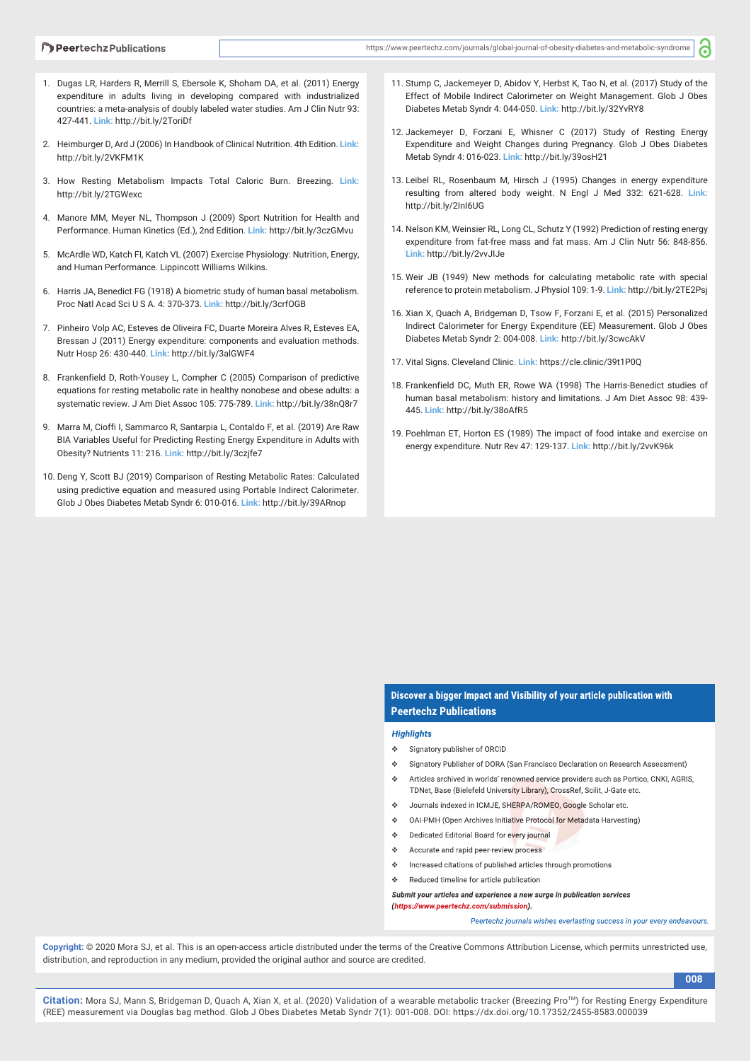1. Dugas LR, Harders R, Merrill S, Ebersole K, Shoham DA, et al. (2011) Energy expenditure in adults living in developing compared with industrialized countries: a meta-analysis of doubly labeled water studies. Am J Clin Nutr 93: 427-441. **Link:** http://bit.ly/2ToriDf

2. Heimburger D, Ard J (2006) In Handbook of Clinical Nutrition. 4th Edition. **Link:** http://bit.ly/2VKFM1K

3. How Resting Metabolism Impacts Total Caloric Burn. Breezing. **Link:** http://bit.ly/2TGWexc

4. Manore MM, Meyer NL, Thompson J (2009) Sport Nutrition for Health and Performance. Human Kinetics (Ed.), 2nd Edition. **Link:** http://bit.ly/3czGMvu

5. McArdle WD, Katch FI, Katch VL (2007) Exercise Physiology: Nutrition, Energy, and Human Performance. Lippincott Williams Wilkins.

6. Harris JA, Benedict FG (1918) A biometric study of human basal metabolism. Proc Natl Acad Sci U S A. 4: 370-373. **Link:** http://bit.ly/3crfOGB

7. Pinheiro Volp AC, Esteves de Oliveira FC, Duarte Moreira Alves R, Esteves EA, Bressan J (2011) Energy expenditure: components and evaluation methods. Nutr Hosp 26: 430-440. **Link:** http://bit.ly/3alGWF4

8. Frankenfield D, Roth-Yousey L, Compher C (2005) Comparison of predictive equations for resting metabolic rate in healthy nonobese and obese adults: a systematic review. J Am Diet Assoc 105: 775-789. **Link:** http://bit.ly/38nQ8r7

9. Marra M, Cioffi I, Sammarco R, Santarpia L, Contaldo F, et al. (2019) Are Raw BIA Variables Useful for Predicting Resting Energy Expenditure in Adults with Obesity? Nutrients 11: 216. **Link:** http://bit.ly/3czjfe7

10. Deng Y, Scott BJ (2019) Comparison of Resting Metabolic Rates: Calculated using predictive equation and measured using Portable Indirect Calorimeter. Glob J Obes Diabetes Metab Syndr 6: 010-016. **Link:** http://bit.ly/39ARnop

11. Stump C, Jackemeyer D, Abidov Y, Herbst K, Tao N, et al. (2017) Study of the Effect of Mobile Indirect Calorimeter on Weight Management. Glob J Obes Diabetes Metab Syndr 4: 044-050. **Link:** http://bit.ly/32YvRY8

12. Jackemeyer D, Forzani E, Whisner C (2017) Study of Resting Energy Expenditure and Weight Changes during Pregnancy. Glob J Obes Diabetes Metab Syndr 4: 016-023. **Link:** http://bit.ly/39osH21

13. Leibel RL, Rosenbaum M, Hirsch J (1995) Changes in energy expenditure resulting from altered body weight. N Engl J Med 332: 621-628. **Link:** http://bit.ly/2Inl6UG

14. Nelson KM, Weinsier RL, Long CL, Schutz Y (1992) Prediction of resting energy expenditure from fat-free mass and fat mass. Am J Clin Nutr 56: 848-856. **Link:** http://bit.ly/2vvJlJe

15. Weir JB (1949) New methods for calculating metabolic rate with special reference to protein metabolism. J Physiol 109: 1-9. **Link:** http://bit.ly/2TE2Psj

16. Xian X, Quach A, Bridgeman D, Tsow F, Forzani E, et al. (2015) Personalized Indirect Calorimeter for Energy Expenditure (EE) Measurement. Glob J Obes Diabetes Metab Syndr 2: 004-008. **Link:** http://bit.ly/3cwcAkV

17. Vital Signs. Cleveland Clinic. **Link:** https://cle.clinic/39t1P0Q

18. Frankenfield DC, Muth ER, Rowe WA (1998) The Harris-Benedict studies of human basal metabolism: history and limitations. J Am Diet Assoc 98: 439-445. **Link:** http://bit.ly/38oAfR5

19. Poehlman ET, Horton ES (1989) The impact of food intake and exercise on energy expenditure. Nutr Rev 47: 129-137. **Link:** http://bit.ly/2vvK96k

**Discover a bigger Impact and Visibility of your article publication with Peertechz Publications**

***Highlights***

- Signatory publisher of ORCID
- Signatory Publisher of DORA (San Francisco Declaration on Research Assessment)
- Articles archived in worlds' renowned service providers such as Portico, CNKI, AGRIS, TDNet, Base (Bielefeld University Library), CrossRef, Scilit, J-Gate etc.
- Journals indexed in ICMJE, SHERPA/ROMEO, Google Scholar etc.
- OAI-PMH (Open Archives Initiative Protocol for Metadata Harvesting)
- Dedicated Editorial Board for every journal
- Accurate and rapid peer-review process
- Increased citations of published articles through promotions
- Reduced timeline for article publication

***Submit your articles and experience a new surge in publication services (https://www.peertechz.com/submission).***

*Peertechz journals wishes everlasting success in your every endeavours.*

**Copyright:** © 2020 Mora SJ, et al. This is an open-access article distributed under the terms of the Creative Commons Attribution License, which permits unrestricted use, distribution, and reproduction in any medium, provided the original author and source are credited.